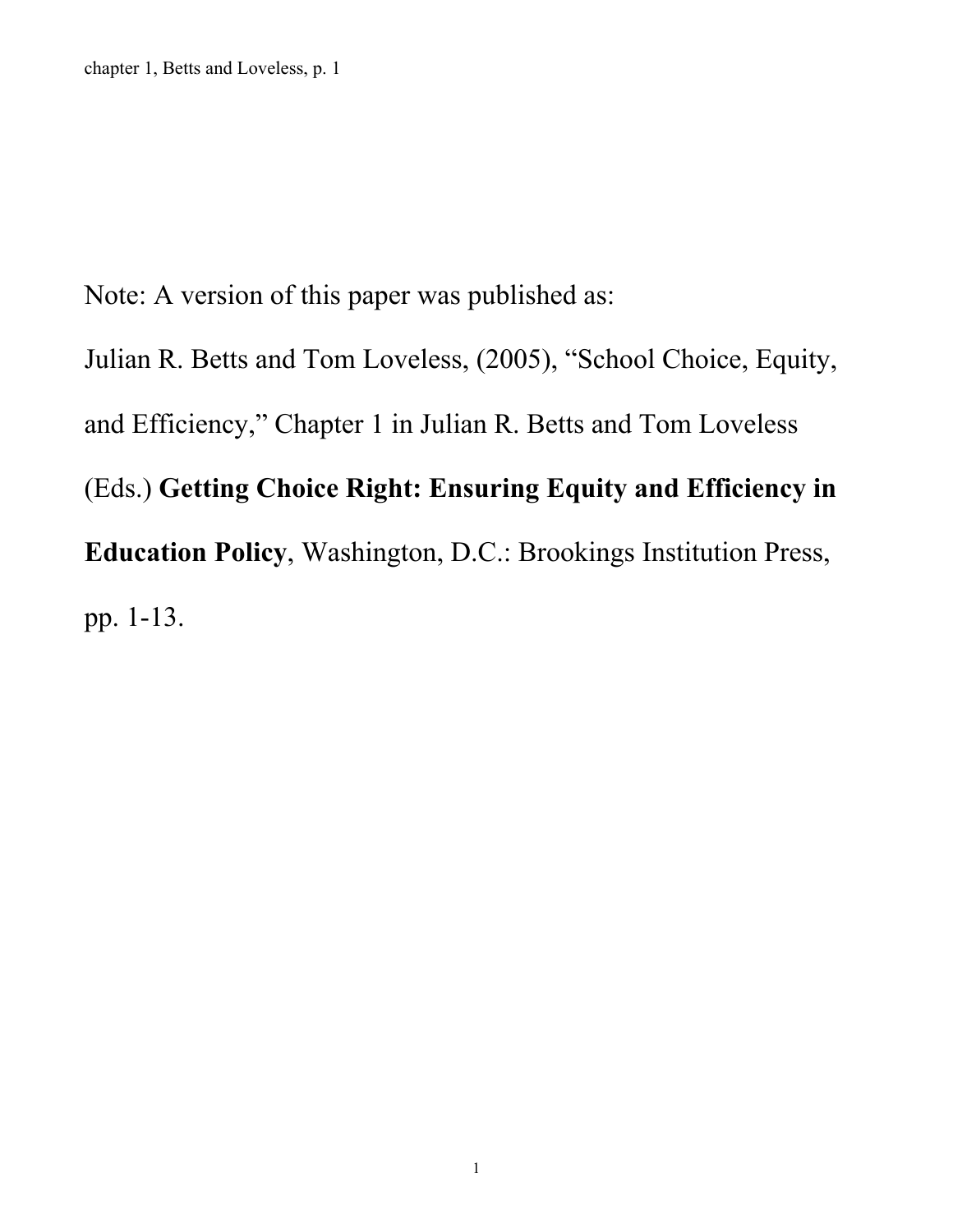Note: A version of this paper was published as:

Julian R. Betts and Tom Loveless, (2005), "School Choice, Equity, and Efficiency," Chapter 1 in Julian R. Betts and Tom Loveless (Eds.) **Getting Choice Right: Ensuring Equity and Efficiency in Education Policy**, Washington, D.C.: Brookings Institution Press, pp. 1-13.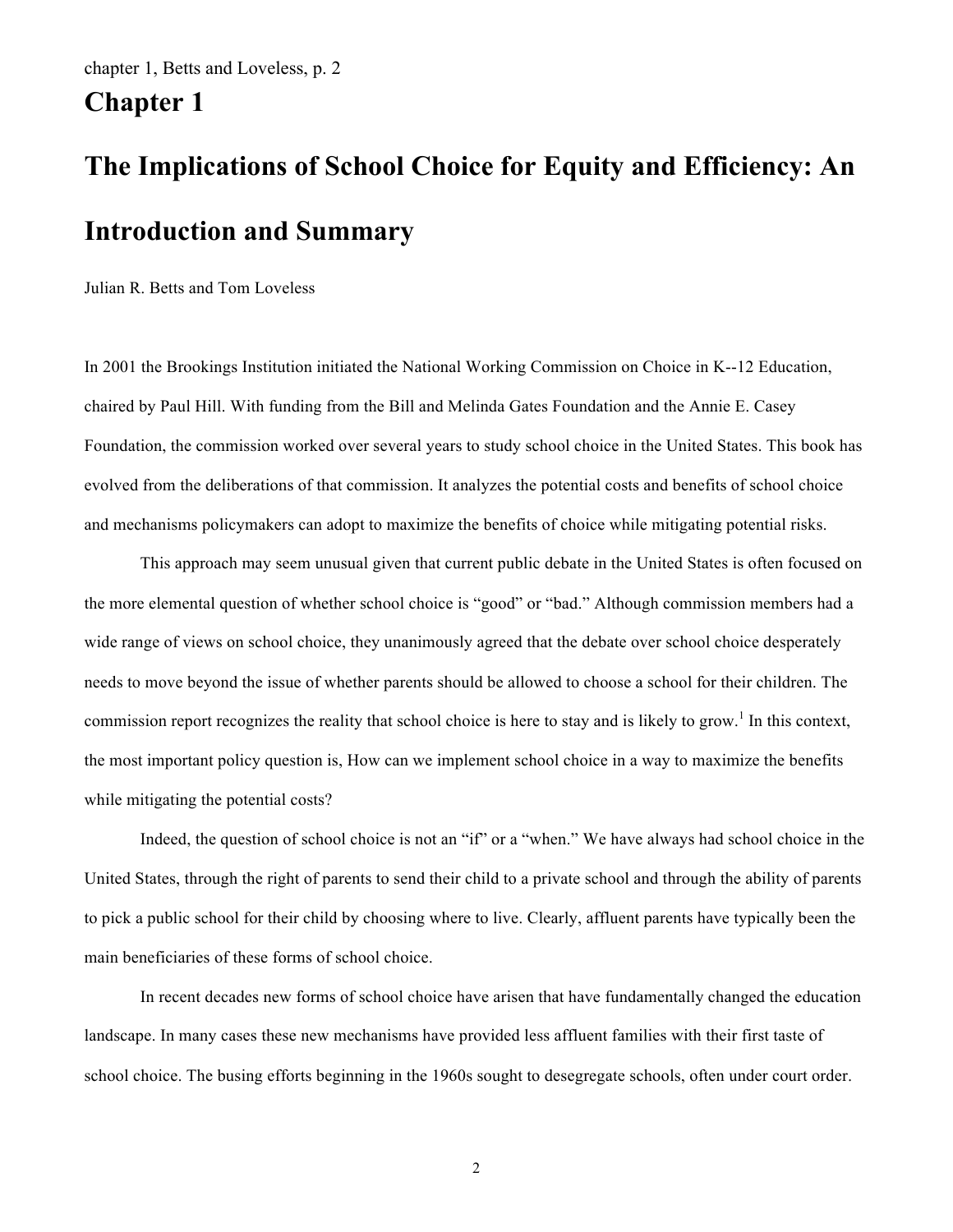# Chapter 1

# The Implications of School Choice for Equity and Efficiency: An Introduction and Summary

Julian R. Betts and Tom Loveless

In 2001 the Brookings Institution initiated the National Working Commission on Choice in K--12 Education, chaired by Paul Hill. With funding from the Bill and Melinda Gates Foundation and the Annie E. Casey Foundation, the commission worked over several years to study school choice in the United States. This book has evolved from the deliberations of that commission. It analyzes the potential costs and benefits of school choice and mechanisms policymakers can adopt to maximize the benefits of choice while mitigating potential risks.

This approach may seem unusual given that current public debate in the United States is often focused on the more elemental question of whether school choice is "good" or "bad." Although commission members had a wide range of views on school choice, they unanimously agreed that the debate over school choice desperately needs to move beyond the issue of whether parents should be allowed to choose a school for their children. The commission report recognizes the reality that school choice is here to stay and is likely to grow.[1] In this context, the most important policy question is, How can we implement school choice in a way to maximize the benefits while mitigating the potential costs?

Indeed, the question of school choice is not an "if" or a "when." We have always had school choice in the United States, through the right of parents to send their child to a private school and through the ability of parents to pick a public school for their child by choosing where to live. Clearly, affluent parents have typically been the main beneficiaries of these forms of school choice.

In recent decades new forms of school choice have arisen that have fundamentally changed the education landscape. In many cases these new mechanisms have provided less affluent families with their first taste of school choice. The busing efforts beginning in the 1960s sought to desegregate schools, often under court order.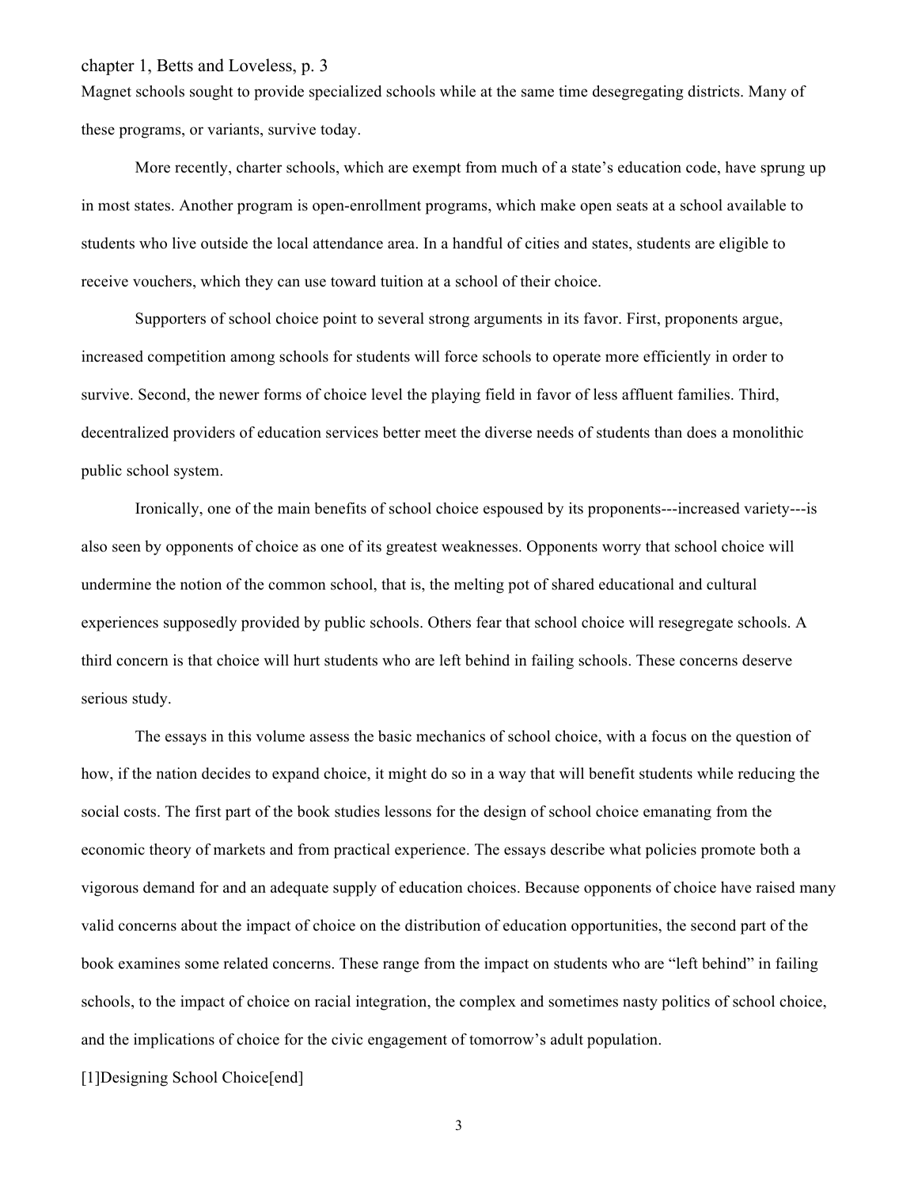Magnet schools sought to provide specialized schools while at the same time desegregating districts. Many of these programs, or variants, survive today.

More recently, charter schools, which are exempt from much of a state's education code, have sprung up in most states. Another program is open-enrollment programs, which make open seats at a school available to students who live outside the local attendance area. In a handful of cities and states, students are eligible to receive vouchers, which they can use toward tuition at a school of their choice.

Supporters of school choice point to several strong arguments in its favor. First, proponents argue, increased competition among schools for students will force schools to operate more efficiently in order to survive. Second, the newer forms of choice level the playing field in favor of less affluent families. Third, decentralized providers of education services better meet the diverse needs of students than does a monolithic public school system.

Ironically, one of the main benefits of school choice espoused by its proponents---increased variety---is also seen by opponents of choice as one of its greatest weaknesses. Opponents worry that school choice will undermine the notion of the common school, that is, the melting pot of shared educational and cultural experiences supposedly provided by public schools. Others fear that school choice will resegregate schools. A third concern is that choice will hurt students who are left behind in failing schools. These concerns deserve serious study.

The essays in this volume assess the basic mechanics of school choice, with a focus on the question of how, if the nation decides to expand choice, it might do so in a way that will benefit students while reducing the social costs. The first part of the book studies lessons for the design of school choice emanating from the economic theory of markets and from practical experience. The essays describe what policies promote both a vigorous demand for and an adequate supply of education choices. Because opponents of choice have raised many valid concerns about the impact of choice on the distribution of education opportunities, the second part of the book examines some related concerns. These range from the impact on students who are "left behind" in failing schools, to the impact of choice on racial integration, the complex and sometimes nasty politics of school choice, and the implications of choice for the civic engagement of tomorrow's adult population.

[1]Designing School Choice[end]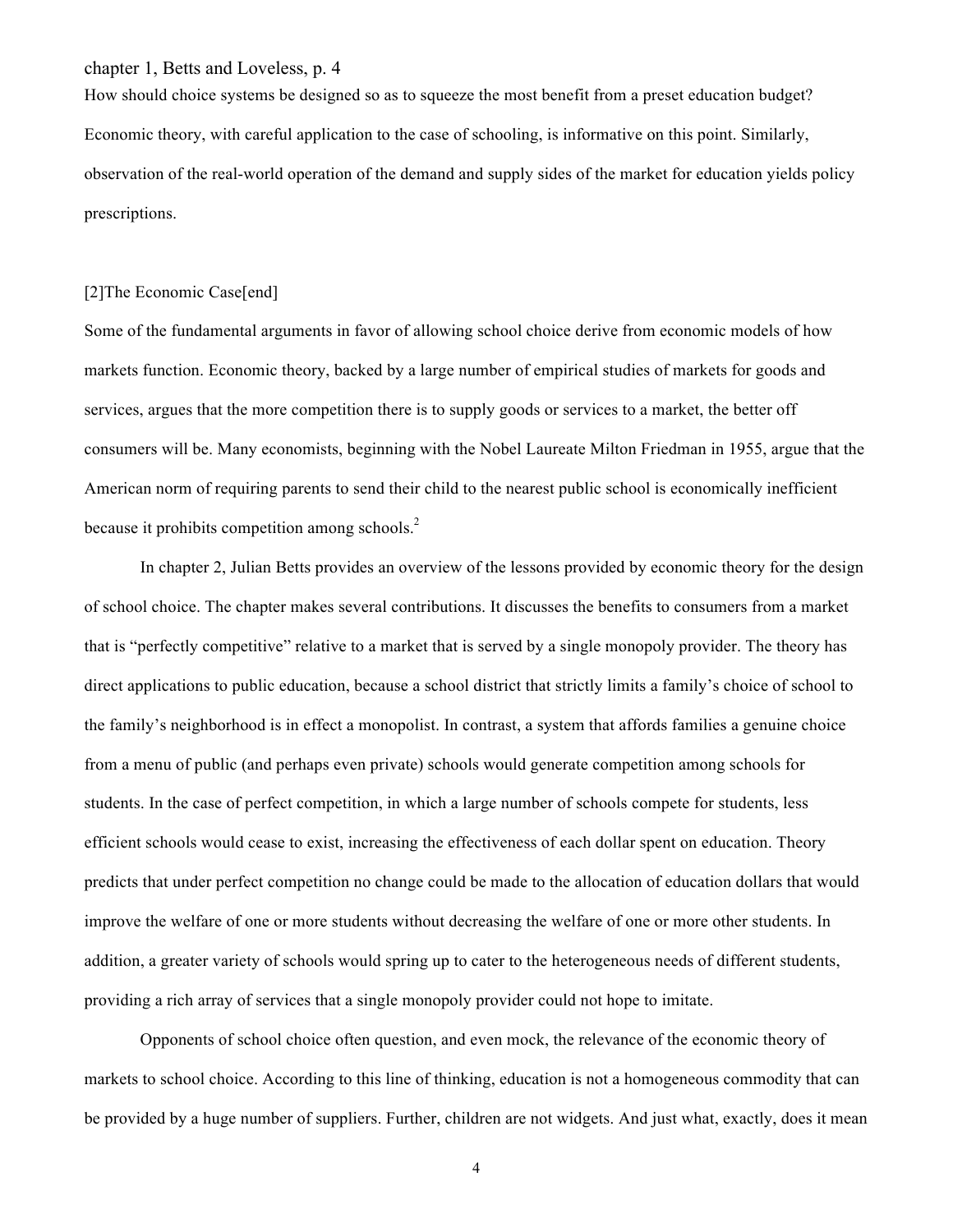How should choice systems be designed so as to squeeze the most benefit from a preset education budget? Economic theory, with careful application to the case of schooling, is informative on this point. Similarly, observation of the real-world operation of the demand and supply sides of the market for education yields policy prescriptions.

## The Economic Case

Some of the fundamental arguments in favor of allowing school choice derive from economic models of how markets function. Economic theory, backed by a large number of empirical studies of markets for goods and services, argues that the more competition there is to supply goods or services to a market, the better off consumers will be. Many economists, beginning with the Nobel Laureate Milton Friedman in 1955, argue that the American norm of requiring parents to send their child to the nearest public school is economically inefficient because it prohibits competition among schools.[2]

In chapter 2, Julian Betts provides an overview of the lessons provided by economic theory for the design of school choice. The chapter makes several contributions. It discusses the benefits to consumers from a market that is "perfectly competitive" relative to a market that is served by a single monopoly provider. The theory has direct applications to public education, because a school district that strictly limits a family's choice of school to the family's neighborhood is in effect a monopolist. In contrast, a system that affords families a genuine choice from a menu of public (and perhaps even private) schools would generate competition among schools for students. In the case of perfect competition, in which a large number of schools compete for students, less efficient schools would cease to exist, increasing the effectiveness of each dollar spent on education. Theory predicts that under perfect competition no change could be made to the allocation of education dollars that would improve the welfare of one or more students without decreasing the welfare of one or more other students. In addition, a greater variety of schools would spring up to cater to the heterogeneous needs of different students, providing a rich array of services that a single monopoly provider could not hope to imitate.

Opponents of school choice often question, and even mock, the relevance of the economic theory of markets to school choice. According to this line of thinking, education is not a homogeneous commodity that can be provided by a huge number of suppliers. Further, children are not widgets. And just what, exactly, does it mean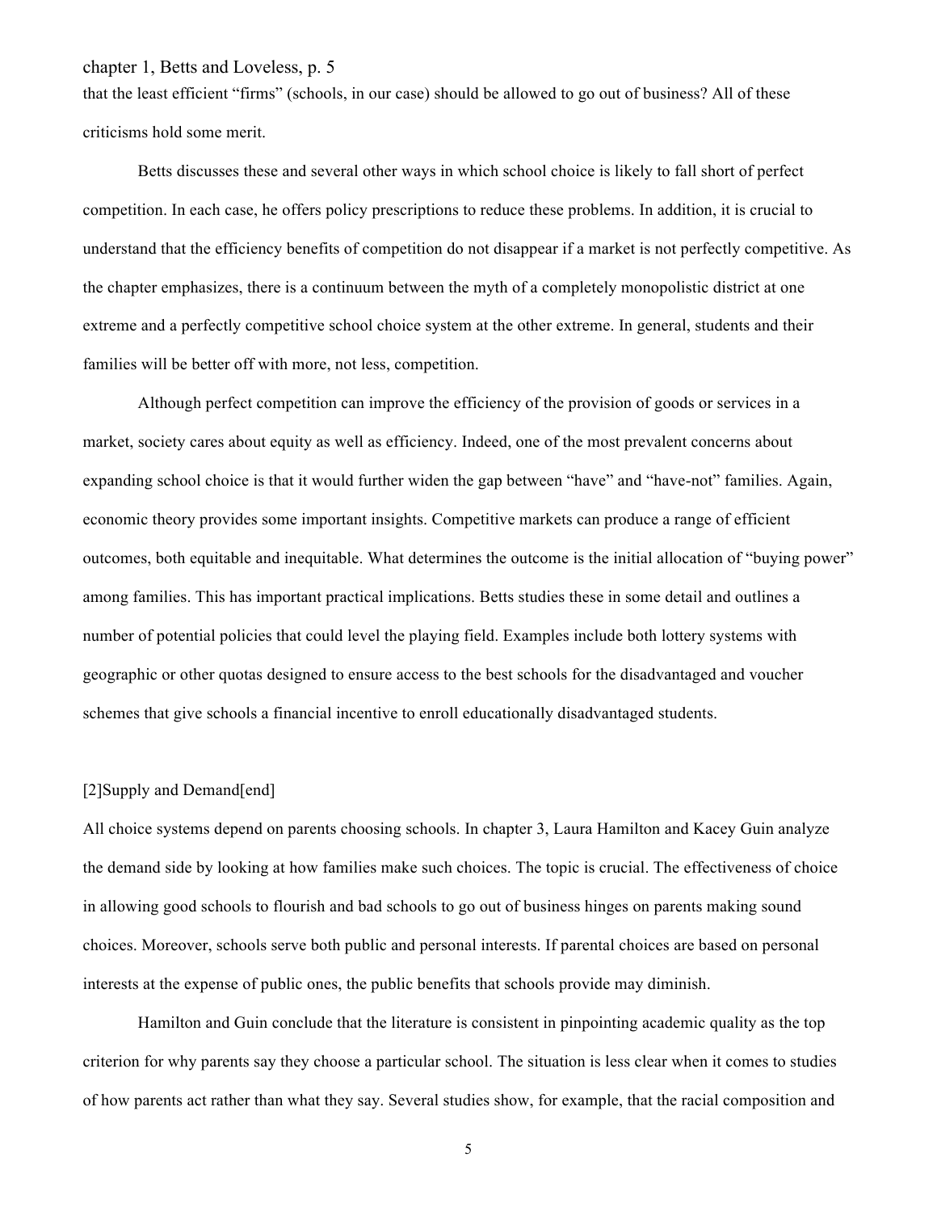that the least efficient "firms" (schools, in our case) should be allowed to go out of business? All of these criticisms hold some merit.

Betts discusses these and several other ways in which school choice is likely to fall short of perfect competition. In each case, he offers policy prescriptions to reduce these problems. In addition, it is crucial to understand that the efficiency benefits of competition do not disappear if a market is not perfectly competitive. As the chapter emphasizes, there is a continuum between the myth of a completely monopolistic district at one extreme and a perfectly competitive school choice system at the other extreme. In general, students and their families will be better off with more, not less, competition.

Although perfect competition can improve the efficiency of the provision of goods or services in a market, society cares about equity as well as efficiency. Indeed, one of the most prevalent concerns about expanding school choice is that it would further widen the gap between "have" and "have-not" families. Again, economic theory provides some important insights. Competitive markets can produce a range of efficient outcomes, both equitable and inequitable. What determines the outcome is the initial allocation of "buying power" among families. This has important practical implications. Betts studies these in some detail and outlines a number of potential policies that could level the playing field. Examples include both lottery systems with geographic or other quotas designed to ensure access to the best schools for the disadvantaged and voucher schemes that give schools a financial incentive to enroll educationally disadvantaged students.

[2]Supply and Demand[end]

All choice systems depend on parents choosing schools. In chapter 3, Laura Hamilton and Kacey Guin analyze the demand side by looking at how families make such choices. The topic is crucial. The effectiveness of choice in allowing good schools to flourish and bad schools to go out of business hinges on parents making sound choices. Moreover, schools serve both public and personal interests. If parental choices are based on personal interests at the expense of public ones, the public benefits that schools provide may diminish.

Hamilton and Guin conclude that the literature is consistent in pinpointing academic quality as the top criterion for why parents say they choose a particular school. The situation is less clear when it comes to studies of how parents act rather than what they say. Several studies show, for example, that the racial composition and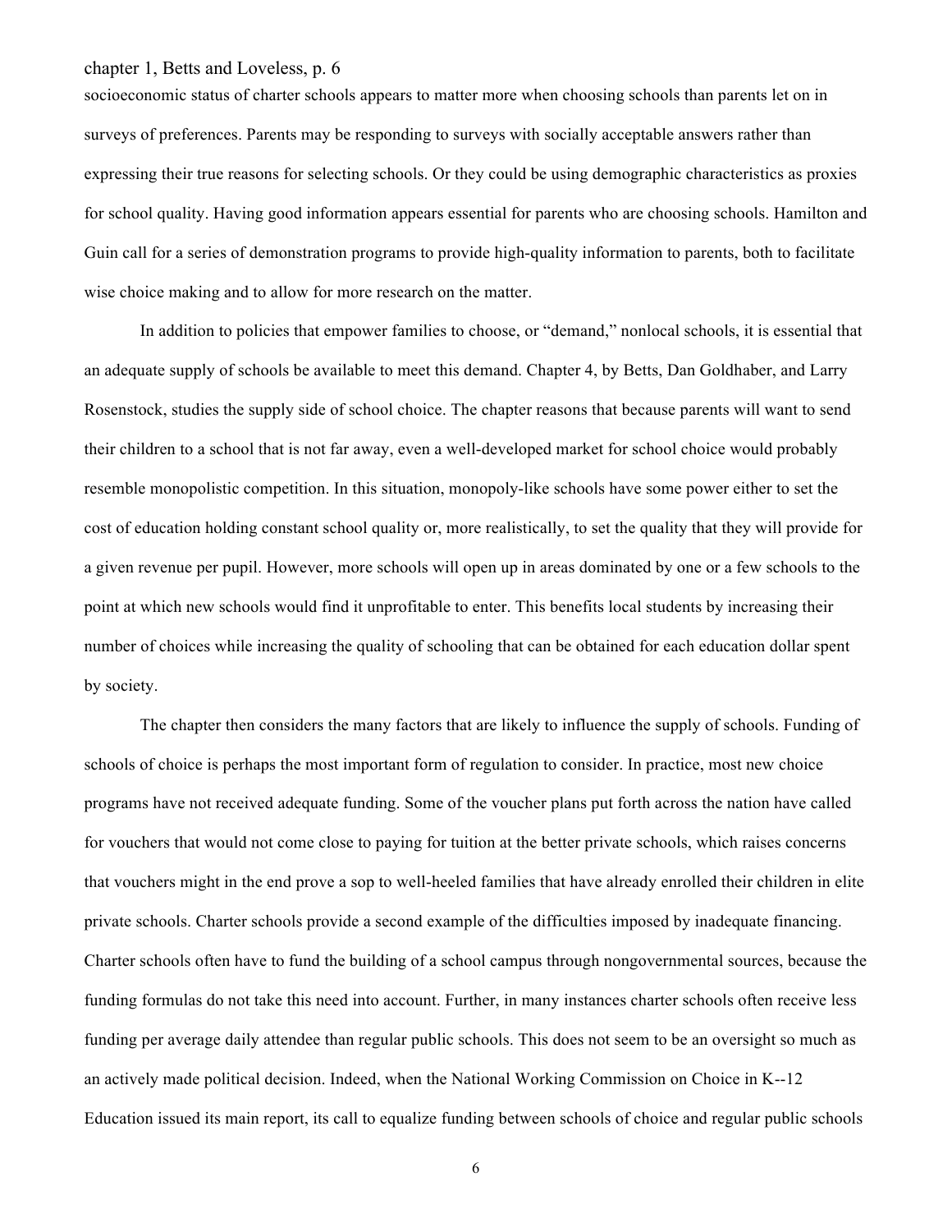socioeconomic status of charter schools appears to matter more when choosing schools than parents let on in surveys of preferences. Parents may be responding to surveys with socially acceptable answers rather than expressing their true reasons for selecting schools. Or they could be using demographic characteristics as proxies for school quality. Having good information appears essential for parents who are choosing schools. Hamilton and Guin call for a series of demonstration programs to provide high-quality information to parents, both to facilitate wise choice making and to allow for more research on the matter.

In addition to policies that empower families to choose, or "demand," nonlocal schools, it is essential that an adequate supply of schools be available to meet this demand. Chapter 4, by Betts, Dan Goldhaber, and Larry Rosenstock, studies the supply side of school choice. The chapter reasons that because parents will want to send their children to a school that is not far away, even a well-developed market for school choice would probably resemble monopolistic competition. In this situation, monopoly-like schools have some power either to set the cost of education holding constant school quality or, more realistically, to set the quality that they will provide for a given revenue per pupil. However, more schools will open up in areas dominated by one or a few schools to the point at which new schools would find it unprofitable to enter. This benefits local students by increasing their number of choices while increasing the quality of schooling that can be obtained for each education dollar spent by society.

The chapter then considers the many factors that are likely to influence the supply of schools. Funding of schools of choice is perhaps the most important form of regulation to consider. In practice, most new choice programs have not received adequate funding. Some of the voucher plans put forth across the nation have called for vouchers that would not come close to paying for tuition at the better private schools, which raises concerns that vouchers might in the end prove a sop to well-heeled families that have already enrolled their children in elite private schools. Charter schools provide a second example of the difficulties imposed by inadequate financing. Charter schools often have to fund the building of a school campus through nongovernmental sources, because the funding formulas do not take this need into account. Further, in many instances charter schools often receive less funding per average daily attendee than regular public schools. This does not seem to be an oversight so much as an actively made political decision. Indeed, when the National Working Commission on Choice in K--12 Education issued its main report, its call to equalize funding between schools of choice and regular public schools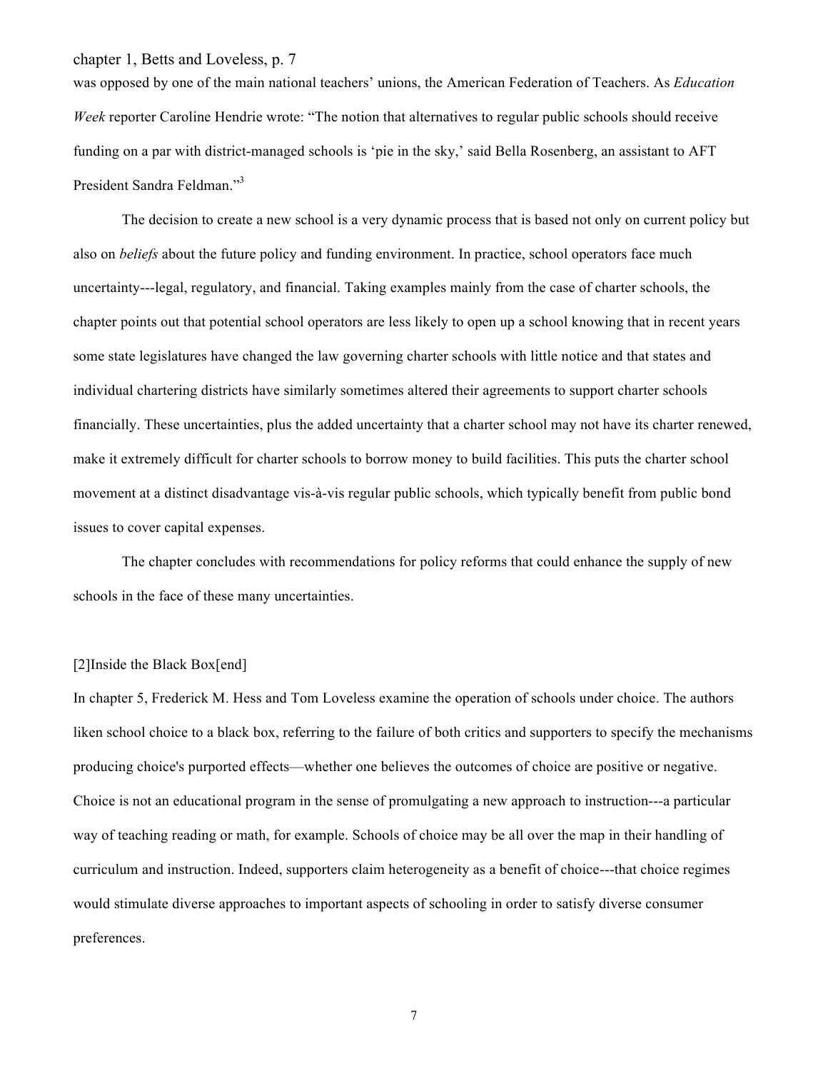was opposed by one of the main national teachers' unions, the American Federation of Teachers. As *Education Week* reporter Caroline Hendrie wrote: "The notion that alternatives to regular public schools should receive funding on a par with district-managed schools is 'pie in the sky,' said Bella Rosenberg, an assistant to AFT President Sandra Feldman."[3]

The decision to create a new school is a very dynamic process that is based not only on current policy but also on *beliefs* about the future policy and funding environment. In practice, school operators face much uncertainty---legal, regulatory, and financial. Taking examples mainly from the case of charter schools, the chapter points out that potential school operators are less likely to open up a school knowing that in recent years some state legislatures have changed the law governing charter schools with little notice and that states and individual chartering districts have similarly sometimes altered their agreements to support charter schools financially. These uncertainties, plus the added uncertainty that a charter school may not have its charter renewed, make it extremely difficult for charter schools to borrow money to build facilities. This puts the charter school movement at a distinct disadvantage vis-à-vis regular public schools, which typically benefit from public bond issues to cover capital expenses.

The chapter concludes with recommendations for policy reforms that could enhance the supply of new schools in the face of these many uncertainties.

## Inside the Black Box

In chapter 5, Frederick M. Hess and Tom Loveless examine the operation of schools under choice. The authors liken school choice to a black box, referring to the failure of both critics and supporters to specify the mechanisms producing choice's purported effects—whether one believes the outcomes of choice are positive or negative. Choice is not an educational program in the sense of promulgating a new approach to instruction---a particular way of teaching reading or math, for example. Schools of choice may be all over the map in their handling of curriculum and instruction. Indeed, supporters claim heterogeneity as a benefit of choice---that choice regimes would stimulate diverse approaches to important aspects of schooling in order to satisfy diverse consumer preferences.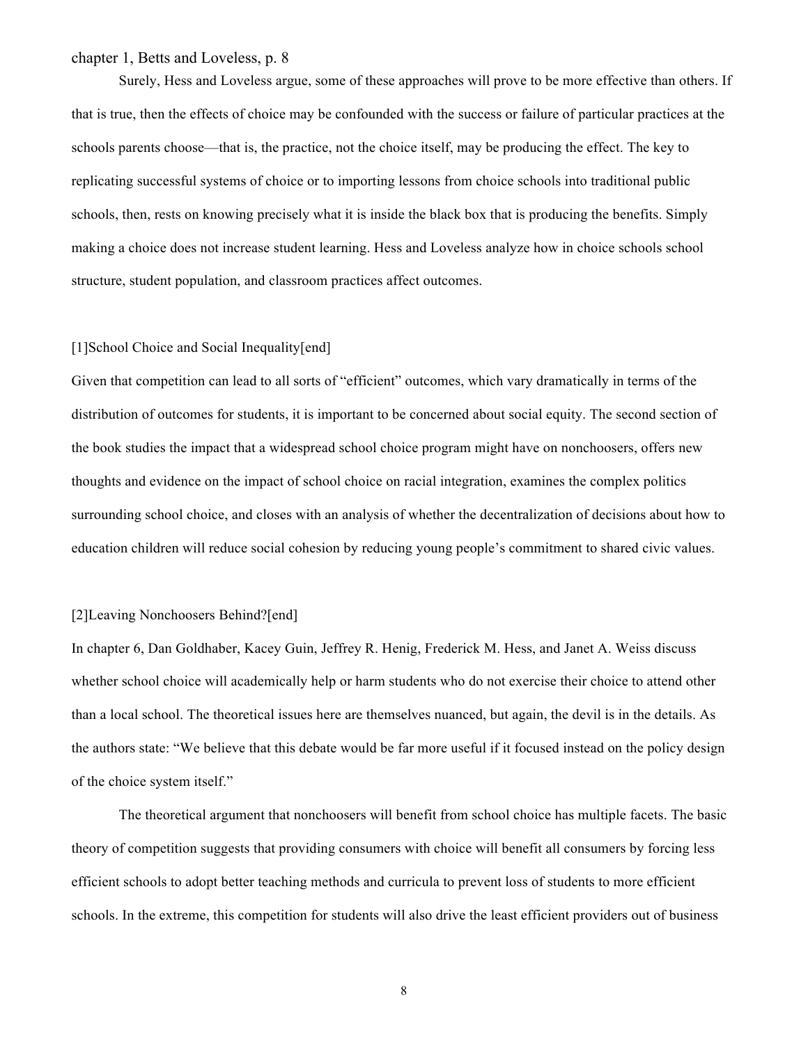Surely, Hess and Loveless argue, some of these approaches will prove to be more effective than others. If that is true, then the effects of choice may be confounded with the success or failure of particular practices at the schools parents choose—that is, the practice, not the choice itself, may be producing the effect. The key to replicating successful systems of choice or to importing lessons from choice schools into traditional public schools, then, rests on knowing precisely what it is inside the black box that is producing the benefits. Simply making a choice does not increase student learning. Hess and Loveless analyze how in choice schools school structure, student population, and classroom practices affect outcomes.

[1]School Choice and Social Inequality[end]

Given that competition can lead to all sorts of "efficient" outcomes, which vary dramatically in terms of the distribution of outcomes for students, it is important to be concerned about social equity. The second section of the book studies the impact that a widespread school choice program might have on nonchoosers, offers new thoughts and evidence on the impact of school choice on racial integration, examines the complex politics surrounding school choice, and closes with an analysis of whether the decentralization of decisions about how to education children will reduce social cohesion by reducing young people's commitment to shared civic values.

[2]Leaving Nonchoosers Behind?[end]

In chapter 6, Dan Goldhaber, Kacey Guin, Jeffrey R. Henig, Frederick M. Hess, and Janet A. Weiss discuss whether school choice will academically help or harm students who do not exercise their choice to attend other than a local school. The theoretical issues here are themselves nuanced, but again, the devil is in the details. As the authors state: "We believe that this debate would be far more useful if it focused instead on the policy design of the choice system itself."

The theoretical argument that nonchoosers will benefit from school choice has multiple facets. The basic theory of competition suggests that providing consumers with choice will benefit all consumers by forcing less efficient schools to adopt better teaching methods and curricula to prevent loss of students to more efficient schools. In the extreme, this competition for students will also drive the least efficient providers out of business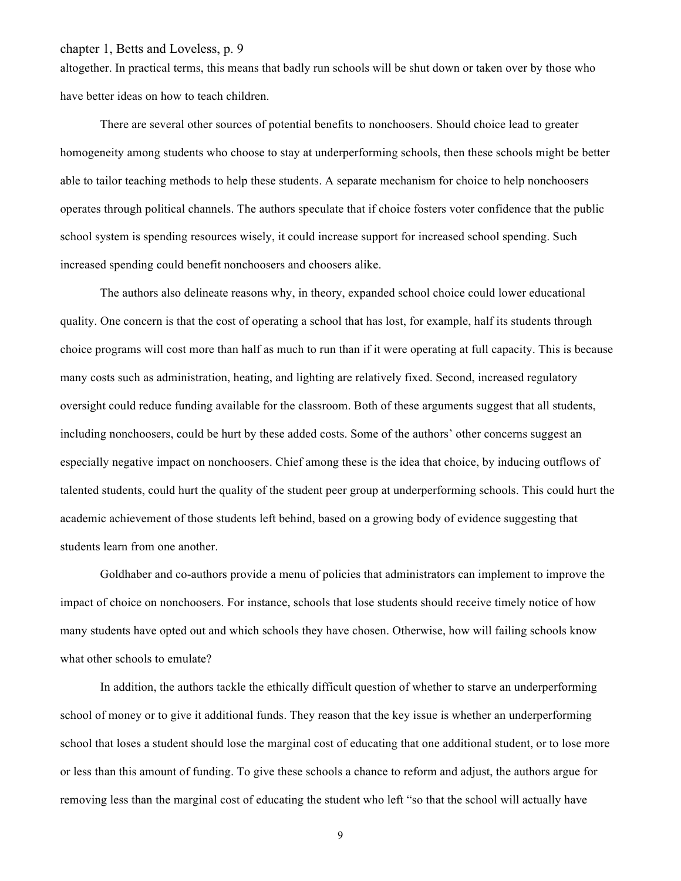altogether. In practical terms, this means that badly run schools will be shut down or taken over by those who have better ideas on how to teach children.

There are several other sources of potential benefits to nonchoosers. Should choice lead to greater homogeneity among students who choose to stay at underperforming schools, then these schools might be better able to tailor teaching methods to help these students. A separate mechanism for choice to help nonchoosers operates through political channels. The authors speculate that if choice fosters voter confidence that the public school system is spending resources wisely, it could increase support for increased school spending. Such increased spending could benefit nonchoosers and choosers alike.

The authors also delineate reasons why, in theory, expanded school choice could lower educational quality. One concern is that the cost of operating a school that has lost, for example, half its students through choice programs will cost more than half as much to run than if it were operating at full capacity. This is because many costs such as administration, heating, and lighting are relatively fixed. Second, increased regulatory oversight could reduce funding available for the classroom. Both of these arguments suggest that all students, including nonchoosers, could be hurt by these added costs. Some of the authors' other concerns suggest an especially negative impact on nonchoosers. Chief among these is the idea that choice, by inducing outflows of talented students, could hurt the quality of the student peer group at underperforming schools. This could hurt the academic achievement of those students left behind, based on a growing body of evidence suggesting that students learn from one another.

Goldhaber and co-authors provide a menu of policies that administrators can implement to improve the impact of choice on nonchoosers. For instance, schools that lose students should receive timely notice of how many students have opted out and which schools they have chosen. Otherwise, how will failing schools know what other schools to emulate?

In addition, the authors tackle the ethically difficult question of whether to starve an underperforming school of money or to give it additional funds. They reason that the key issue is whether an underperforming school that loses a student should lose the marginal cost of educating that one additional student, or to lose more or less than this amount of funding. To give these schools a chance to reform and adjust, the authors argue for removing less than the marginal cost of educating the student who left "so that the school will actually have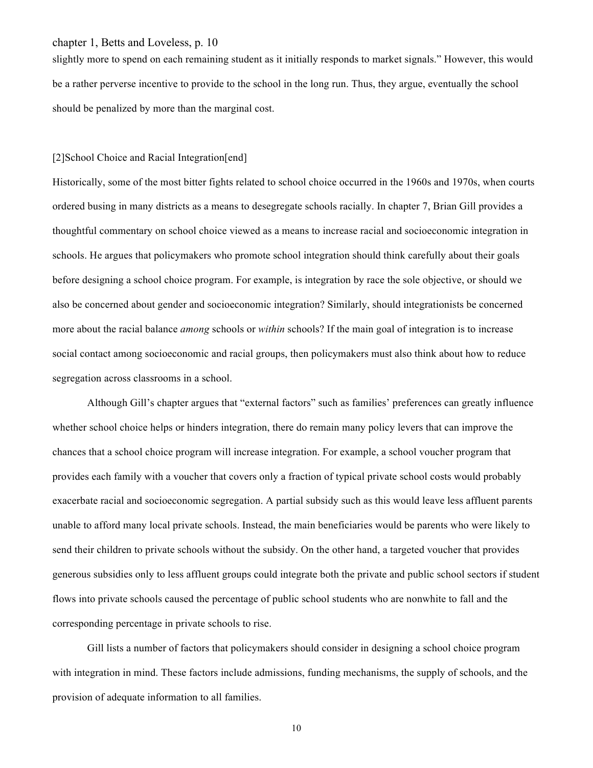slightly more to spend on each remaining student as it initially responds to market signals." However, this would be a rather perverse incentive to provide to the school in the long run. Thus, they argue, eventually the school should be penalized by more than the marginal cost.

## School Choice and Racial Integration

Historically, some of the most bitter fights related to school choice occurred in the 1960s and 1970s, when courts ordered busing in many districts as a means to desegregate schools racially. In chapter 7, Brian Gill provides a thoughtful commentary on school choice viewed as a means to increase racial and socioeconomic integration in schools. He argues that policymakers who promote school integration should think carefully about their goals before designing a school choice program. For example, is integration by race the sole objective, or should we also be concerned about gender and socioeconomic integration? Similarly, should integrationists be concerned more about the racial balance *among* schools or *within* schools? If the main goal of integration is to increase social contact among socioeconomic and racial groups, then policymakers must also think about how to reduce segregation across classrooms in a school.

Although Gill's chapter argues that "external factors" such as families' preferences can greatly influence whether school choice helps or hinders integration, there do remain many policy levers that can improve the chances that a school choice program will increase integration. For example, a school voucher program that provides each family with a voucher that covers only a fraction of typical private school costs would probably exacerbate racial and socioeconomic segregation. A partial subsidy such as this would leave less affluent parents unable to afford many local private schools. Instead, the main beneficiaries would be parents who were likely to send their children to private schools without the subsidy. On the other hand, a targeted voucher that provides generous subsidies only to less affluent groups could integrate both the private and public school sectors if student flows into private schools caused the percentage of public school students who are nonwhite to fall and the corresponding percentage in private schools to rise.

Gill lists a number of factors that policymakers should consider in designing a school choice program with integration in mind. These factors include admissions, funding mechanisms, the supply of schools, and the provision of adequate information to all families.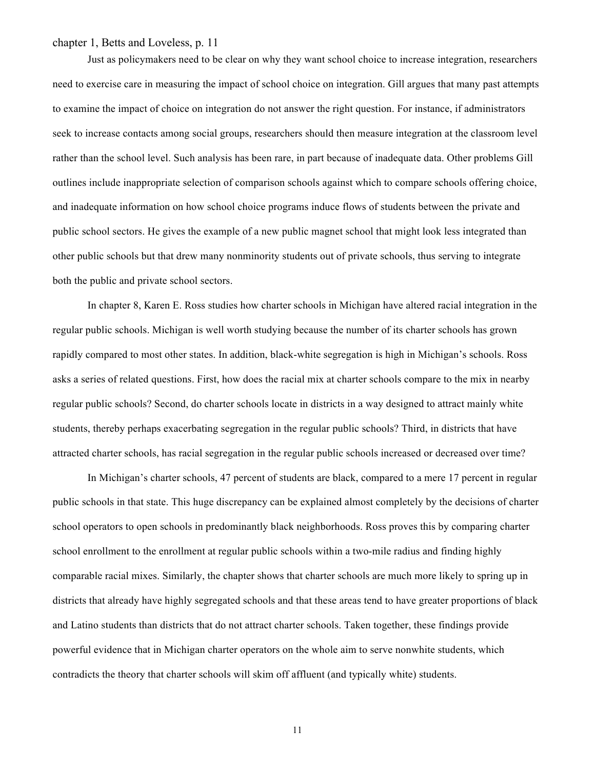Just as policymakers need to be clear on why they want school choice to increase integration, researchers need to exercise care in measuring the impact of school choice on integration. Gill argues that many past attempts to examine the impact of choice on integration do not answer the right question. For instance, if administrators seek to increase contacts among social groups, researchers should then measure integration at the classroom level rather than the school level. Such analysis has been rare, in part because of inadequate data. Other problems Gill outlines include inappropriate selection of comparison schools against which to compare schools offering choice, and inadequate information on how school choice programs induce flows of students between the private and public school sectors. He gives the example of a new public magnet school that might look less integrated than other public schools but that drew many nonminority students out of private schools, thus serving to integrate both the public and private school sectors.

In chapter 8, Karen E. Ross studies how charter schools in Michigan have altered racial integration in the regular public schools. Michigan is well worth studying because the number of its charter schools has grown rapidly compared to most other states. In addition, black-white segregation is high in Michigan's schools. Ross asks a series of related questions. First, how does the racial mix at charter schools compare to the mix in nearby regular public schools? Second, do charter schools locate in districts in a way designed to attract mainly white students, thereby perhaps exacerbating segregation in the regular public schools? Third, in districts that have attracted charter schools, has racial segregation in the regular public schools increased or decreased over time?

In Michigan's charter schools, 47 percent of students are black, compared to a mere 17 percent in regular public schools in that state. This huge discrepancy can be explained almost completely by the decisions of charter school operators to open schools in predominantly black neighborhoods. Ross proves this by comparing charter school enrollment to the enrollment at regular public schools within a two-mile radius and finding highly comparable racial mixes. Similarly, the chapter shows that charter schools are much more likely to spring up in districts that already have highly segregated schools and that these areas tend to have greater proportions of black and Latino students than districts that do not attract charter schools. Taken together, these findings provide powerful evidence that in Michigan charter operators on the whole aim to serve nonwhite students, which contradicts the theory that charter schools will skim off affluent (and typically white) students.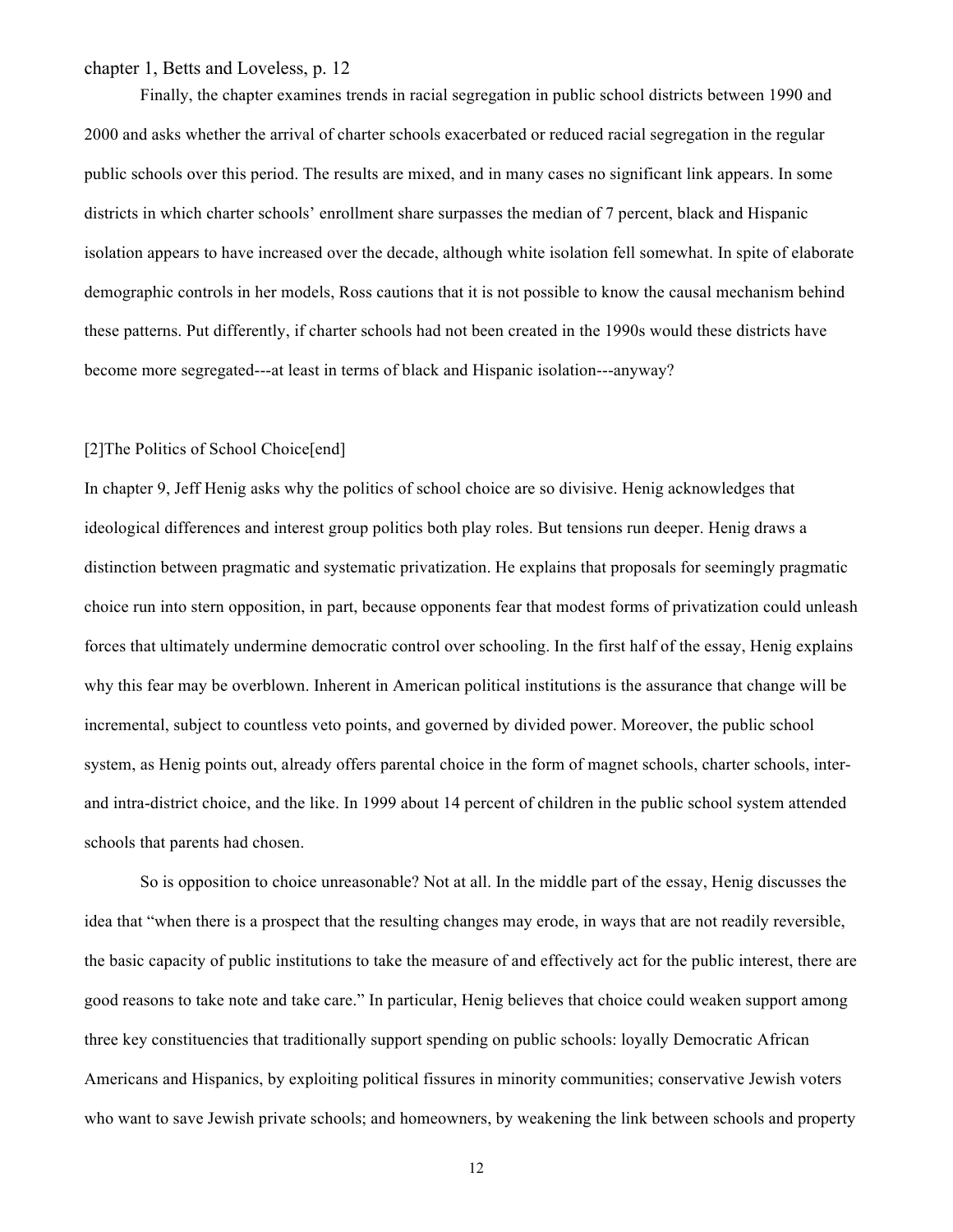Finally, the chapter examines trends in racial segregation in public school districts between 1990 and 2000 and asks whether the arrival of charter schools exacerbated or reduced racial segregation in the regular public schools over this period. The results are mixed, and in many cases no significant link appears. In some districts in which charter schools' enrollment share surpasses the median of 7 percent, black and Hispanic isolation appears to have increased over the decade, although white isolation fell somewhat. In spite of elaborate demographic controls in her models, Ross cautions that it is not possible to know the causal mechanism behind these patterns. Put differently, if charter schools had not been created in the 1990s would these districts have become more segregated---at least in terms of black and Hispanic isolation---anyway?

## [2]The Politics of School Choice[end]

In chapter 9, Jeff Henig asks why the politics of school choice are so divisive. Henig acknowledges that ideological differences and interest group politics both play roles. But tensions run deeper. Henig draws a distinction between pragmatic and systematic privatization. He explains that proposals for seemingly pragmatic choice run into stern opposition, in part, because opponents fear that modest forms of privatization could unleash forces that ultimately undermine democratic control over schooling. In the first half of the essay, Henig explains why this fear may be overblown. Inherent in American political institutions is the assurance that change will be incremental, subject to countless veto points, and governed by divided power. Moreover, the public school system, as Henig points out, already offers parental choice in the form of magnet schools, charter schools, inter- and intra-district choice, and the like. In 1999 about 14 percent of children in the public school system attended schools that parents had chosen.

So is opposition to choice unreasonable? Not at all. In the middle part of the essay, Henig discusses the idea that "when there is a prospect that the resulting changes may erode, in ways that are not readily reversible, the basic capacity of public institutions to take the measure of and effectively act for the public interest, there are good reasons to take note and take care." In particular, Henig believes that choice could weaken support among three key constituencies that traditionally support spending on public schools: loyally Democratic African Americans and Hispanics, by exploiting political fissures in minority communities; conservative Jewish voters who want to save Jewish private schools; and homeowners, by weakening the link between schools and property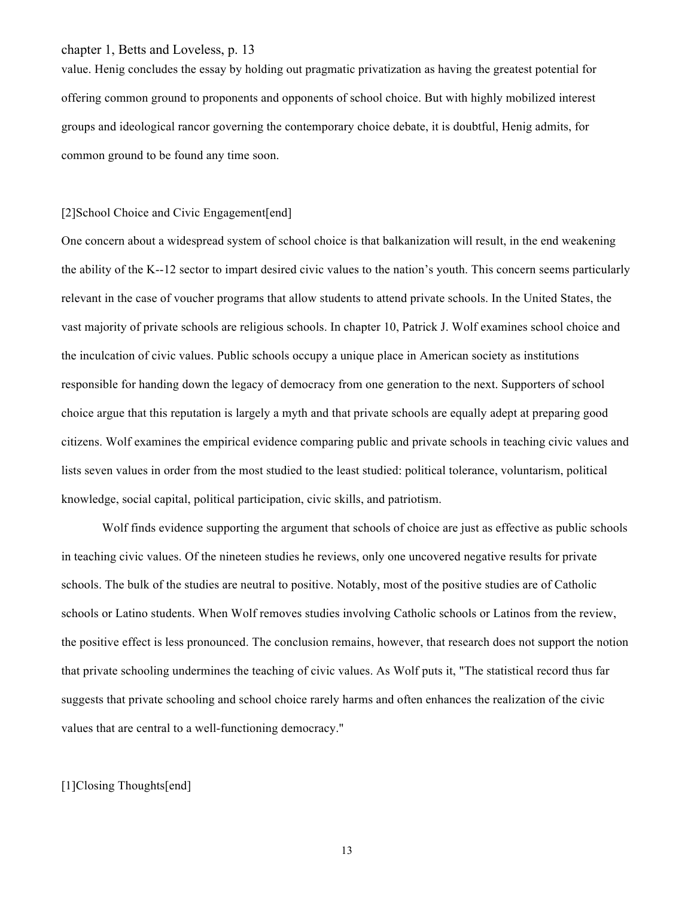value. Henig concludes the essay by holding out pragmatic privatization as having the greatest potential for offering common ground to proponents and opponents of school choice. But with highly mobilized interest groups and ideological rancor governing the contemporary choice debate, it is doubtful, Henig admits, for common ground to be found any time soon.

## School Choice and Civic Engagement

One concern about a widespread system of school choice is that balkanization will result, in the end weakening the ability of the K--12 sector to impart desired civic values to the nation's youth. This concern seems particularly relevant in the case of voucher programs that allow students to attend private schools. In the United States, the vast majority of private schools are religious schools. In chapter 10, Patrick J. Wolf examines school choice and the inculcation of civic values. Public schools occupy a unique place in American society as institutions responsible for handing down the legacy of democracy from one generation to the next. Supporters of school choice argue that this reputation is largely a myth and that private schools are equally adept at preparing good citizens. Wolf examines the empirical evidence comparing public and private schools in teaching civic values and lists seven values in order from the most studied to the least studied: political tolerance, voluntarism, political knowledge, social capital, political participation, civic skills, and patriotism.

Wolf finds evidence supporting the argument that schools of choice are just as effective as public schools in teaching civic values. Of the nineteen studies he reviews, only one uncovered negative results for private schools. The bulk of the studies are neutral to positive. Notably, most of the positive studies are of Catholic schools or Latino students. When Wolf removes studies involving Catholic schools or Latinos from the review, the positive effect is less pronounced. The conclusion remains, however, that research does not support the notion that private schooling undermines the teaching of civic values. As Wolf puts it, "The statistical record thus far suggests that private schooling and school choice rarely harms and often enhances the realization of the civic values that are central to a well-functioning democracy."

# Closing Thoughts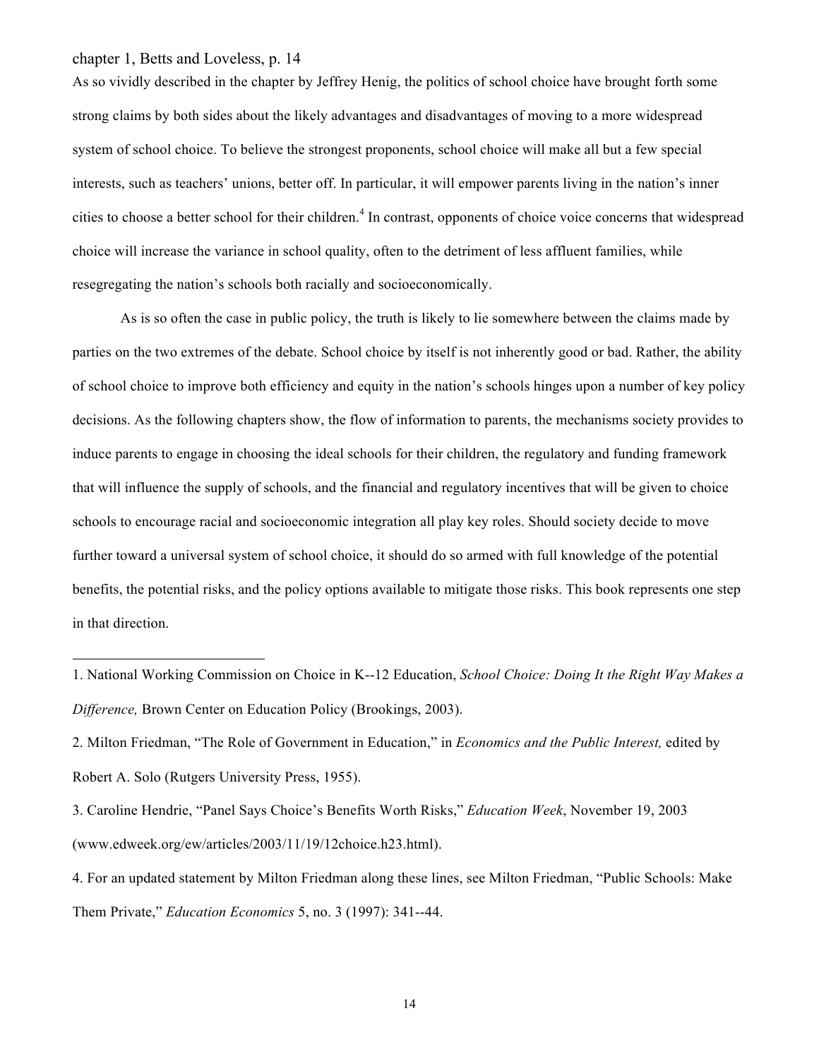As so vividly described in the chapter by Jeffrey Henig, the politics of school choice have brought forth some strong claims by both sides about the likely advantages and disadvantages of moving to a more widespread system of school choice. To believe the strongest proponents, school choice will make all but a few special interests, such as teachers' unions, better off. In particular, it will empower parents living in the nation's inner cities to choose a better school for their children.[4] In contrast, opponents of choice voice concerns that widespread choice will increase the variance in school quality, often to the detriment of less affluent families, while resegregating the nation's schools both racially and socioeconomically.

As is so often the case in public policy, the truth is likely to lie somewhere between the claims made by parties on the two extremes of the debate. School choice by itself is not inherently good or bad. Rather, the ability of school choice to improve both efficiency and equity in the nation's schools hinges upon a number of key policy decisions. As the following chapters show, the flow of information to parents, the mechanisms society provides to induce parents to engage in choosing the ideal schools for their children, the regulatory and funding framework that will influence the supply of schools, and the financial and regulatory incentives that will be given to choice schools to encourage racial and socioeconomic integration all play key roles. Should society decide to move further toward a universal system of school choice, it should do so armed with full knowledge of the potential benefits, the potential risks, and the policy options available to mitigate those risks. This book represents one step in that direction.

---

1. National Working Commission on Choice in K--12 Education, *School Choice: Doing It the Right Way Makes a Difference,* Brown Center on Education Policy (Brookings, 2003).

2. Milton Friedman, "The Role of Government in Education," in *Economics and the Public Interest,* edited by Robert A. Solo (Rutgers University Press, 1955).

3. Caroline Hendrie, "Panel Says Choice's Benefits Worth Risks," *Education Week*, November 19, 2003 (www.edweek.org/ew/articles/2003/11/19/12choice.h23.html).

4. For an updated statement by Milton Friedman along these lines, see Milton Friedman, "Public Schools: Make Them Private," *Education Economics* 5, no. 3 (1997): 341--44.